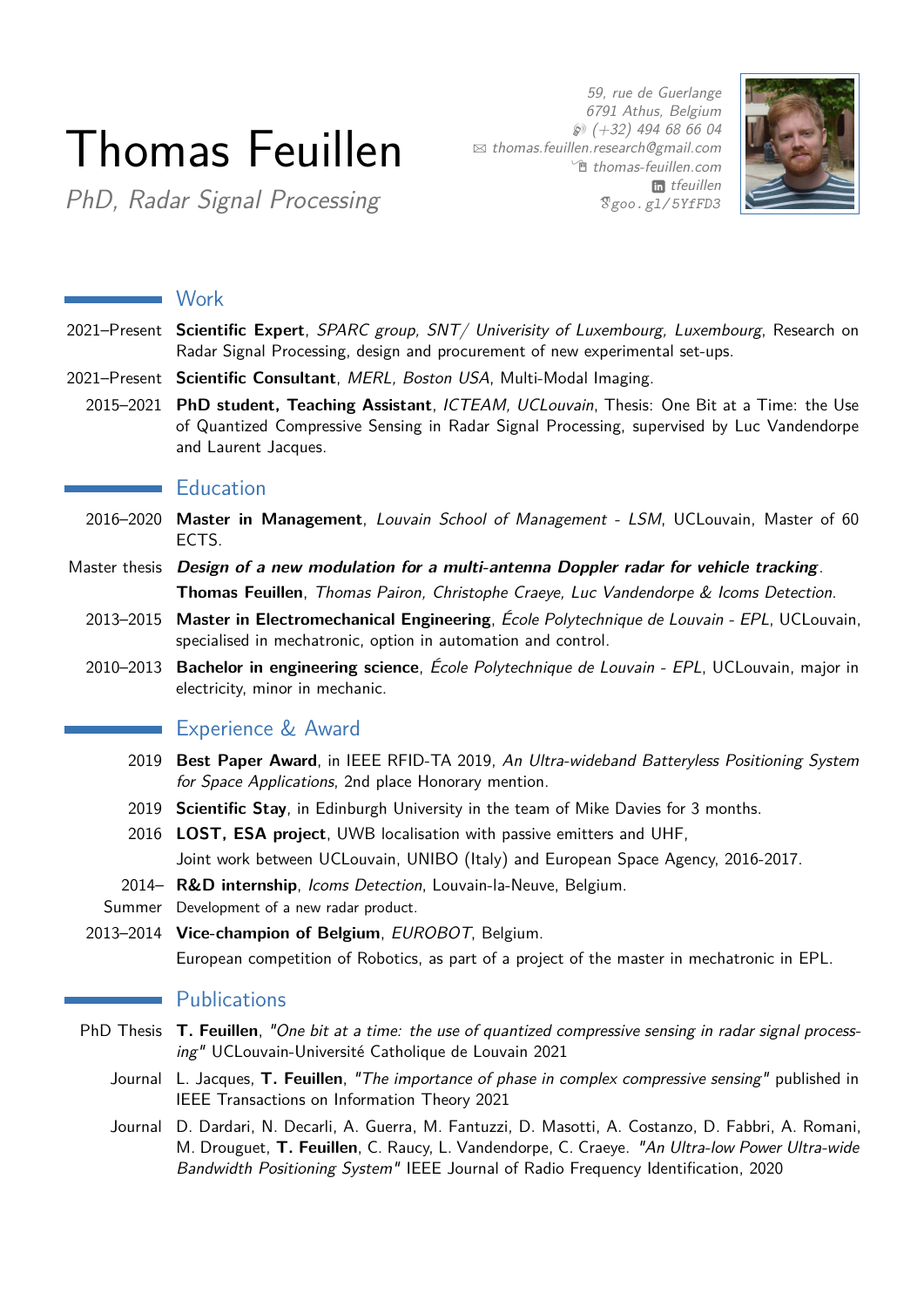# Thomas Feuillen

*PhD, Radar Signal Processing*

*59, rue de Guerlange*
*6791 Athus, Belgium*
*(+32) 494 68 66 04*
*thomas.feuillen.research@gmail.com*
*thomas-feuillen.com*
*tfeuillen*
goo.gl/5YfFD3

## Work

2021–Present **Scientific Expert**, *SPARC group, SNT/ Univerisity of Luxembourg, Luxembourg*, Research on Radar Signal Processing, design and procurement of new experimental set-ups.

2021–Present **Scientific Consultant**, *MERL, Boston USA*, Multi-Modal Imaging.

2015–2021 **PhD student, Teaching Assistant**, *ICTEAM, UCLouvain*, Thesis: One Bit at a Time: the Use of Quantized Compressive Sensing in Radar Signal Processing, supervised by Luc Vandendorpe and Laurent Jacques.

## Education

2016–2020 **Master in Management**, *Louvain School of Management - LSM*, UCLouvain, Master of 60 ECTS.

Master thesis ***Design of a new modulation for a multi-antenna Doppler radar for vehicle tracking***.
**Thomas Feuillen**, *Thomas Pairon, Christophe Craeye, Luc Vandendorpe & Icoms Detection*.

2013–2015 **Master in Electromechanical Engineering**, *École Polytechnique de Louvain - EPL*, UCLouvain, specialised in mechatronic, option in automation and control.

2010–2013 **Bachelor in engineering science**, *École Polytechnique de Louvain - EPL*, UCLouvain, major in electricity, minor in mechanic.

## Experience & Award

2019 **Best Paper Award**, in IEEE RFID-TA 2019, *An Ultra-wideband Batteryless Positioning System for Space Applications*, 2nd place Honorary mention.

2019 **Scientific Stay**, in Edinburgh University in the team of Mike Davies for 3 months.

2016 **LOST, ESA project**, UWB localisation with passive emitters and UHF,
Joint work between UCLouvain, UNIBO (Italy) and European Space Agency, 2016-2017.

2014– Summer **R&D internship**, *Icoms Detection*, Louvain-la-Neuve, Belgium.
Development of a new radar product.

2013–2014 **Vice-champion of Belgium**, *EUROBOT*, Belgium.
European competition of Robotics, as part of a project of the master in mechatronic in EPL.

## Publications

PhD Thesis **T. Feuillen**, *"One bit at a time: the use of quantized compressive sensing in radar signal processing"* UCLouvain-Université Catholique de Louvain 2021

Journal L. Jacques, **T. Feuillen**, *"The importance of phase in complex compressive sensing"* published in IEEE Transactions on Information Theory 2021

Journal D. Dardari, N. Decarli, A. Guerra, M. Fantuzzi, D. Masotti, A. Costanzo, D. Fabbri, A. Romani, M. Drouguet, **T. Feuillen**, C. Raucy, L. Vandendorpe, C. Craeye. *"An Ultra-low Power Ultra-wide Bandwidth Positioning System"* IEEE Journal of Radio Frequency Identification, 2020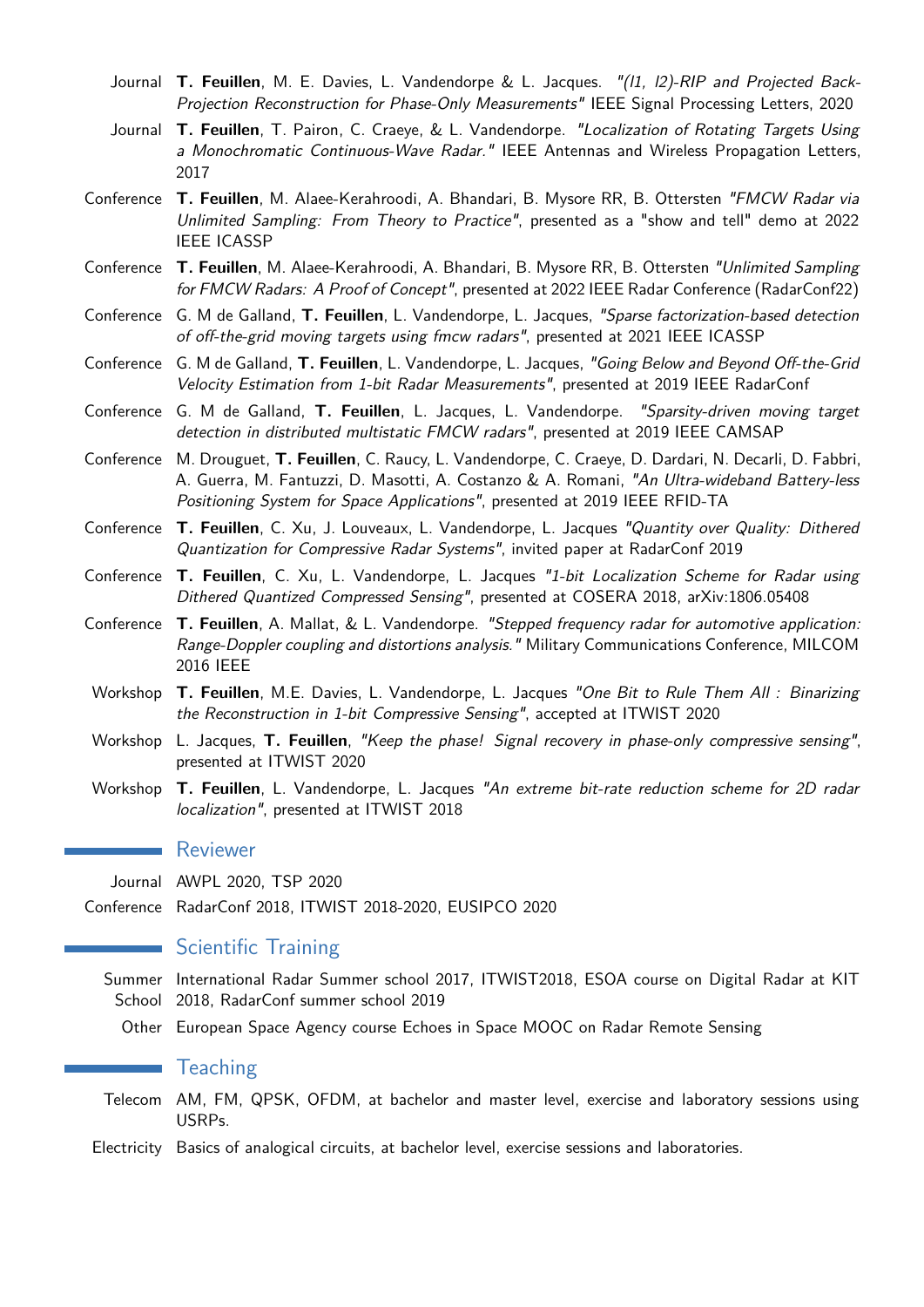Journal **T. Feuillen**, M. E. Davies, L. Vandendorpe & L. Jacques. *"(l1, l2)-RIP and Projected Back-Projection Reconstruction for Phase-Only Measurements"* IEEE Signal Processing Letters, 2020

Journal **T. Feuillen**, T. Pairon, C. Craeye, & L. Vandendorpe. *"Localization of Rotating Targets Using a Monochromatic Continuous-Wave Radar."* IEEE Antennas and Wireless Propagation Letters, 2017

Conference **T. Feuillen**, M. Alaee-Kerahroodi, A. Bhandari, B. Mysore RR, B. Ottersten *"FMCW Radar via Unlimited Sampling: From Theory to Practice"*, presented as a "show and tell" demo at 2022 IEEE ICASSP

Conference **T. Feuillen**, M. Alaee-Kerahroodi, A. Bhandari, B. Mysore RR, B. Ottersten *"Unlimited Sampling for FMCW Radars: A Proof of Concept"*, presented at 2022 IEEE Radar Conference (RadarConf22)

Conference G. M de Galland, **T. Feuillen**, L. Vandendorpe, L. Jacques, *"Sparse factorization-based detection of off-the-grid moving targets using fmcw radars"*, presented at 2021 IEEE ICASSP

Conference G. M de Galland, **T. Feuillen**, L. Vandendorpe, L. Jacques, *"Going Below and Beyond Off-the-Grid Velocity Estimation from 1-bit Radar Measurements"*, presented at 2019 IEEE RadarConf

Conference G. M de Galland, **T. Feuillen**, L. Jacques, L. Vandendorpe. *"Sparsity-driven moving target detection in distributed multistatic FMCW radars"*, presented at 2019 IEEE CAMSAP

Conference M. Drouguet, **T. Feuillen**, C. Raucy, L. Vandendorpe, C. Craeye, D. Dardari, N. Decarli, D. Fabbri, A. Guerra, M. Fantuzzi, D. Masotti, A. Costanzo & A. Romani, *"An Ultra-wideband Battery-less Positioning System for Space Applications"*, presented at 2019 IEEE RFID-TA

Conference **T. Feuillen**, C. Xu, J. Louveaux, L. Vandendorpe, L. Jacques *"Quantity over Quality: Dithered Quantization for Compressive Radar Systems"*, invited paper at RadarConf 2019

Conference **T. Feuillen**, C. Xu, L. Vandendorpe, L. Jacques *"1-bit Localization Scheme for Radar using Dithered Quantized Compressed Sensing"*, presented at COSERA 2018, arXiv:1806.05408

Conference **T. Feuillen**, A. Mallat, & L. Vandendorpe. *"Stepped frequency radar for automotive application: Range-Doppler coupling and distortions analysis."* Military Communications Conference, MILCOM 2016 IEEE

Workshop **T. Feuillen**, M.E. Davies, L. Vandendorpe, L. Jacques *"One Bit to Rule Them All : Binarizing the Reconstruction in 1-bit Compressive Sensing"*, accepted at ITWIST 2020

Workshop L. Jacques, **T. Feuillen**, *"Keep the phase! Signal recovery in phase-only compressive sensing"*, presented at ITWIST 2020

Workshop **T. Feuillen**, L. Vandendorpe, L. Jacques *"An extreme bit-rate reduction scheme for 2D radar localization"*, presented at ITWIST 2018

## Reviewer

Journal AWPL 2020, TSP 2020

Conference RadarConf 2018, ITWIST 2018-2020, EUSIPCO 2020

## Scientific Training

Summer School International Radar Summer school 2017, ITWIST2018, ESOA course on Digital Radar at KIT 2018, RadarConf summer school 2019

Other European Space Agency course Echoes in Space MOOC on Radar Remote Sensing

## Teaching

Telecom AM, FM, QPSK, OFDM, at bachelor and master level, exercise and laboratory sessions using USRPs.

Electricity Basics of analogical circuits, at bachelor level, exercise sessions and laboratories.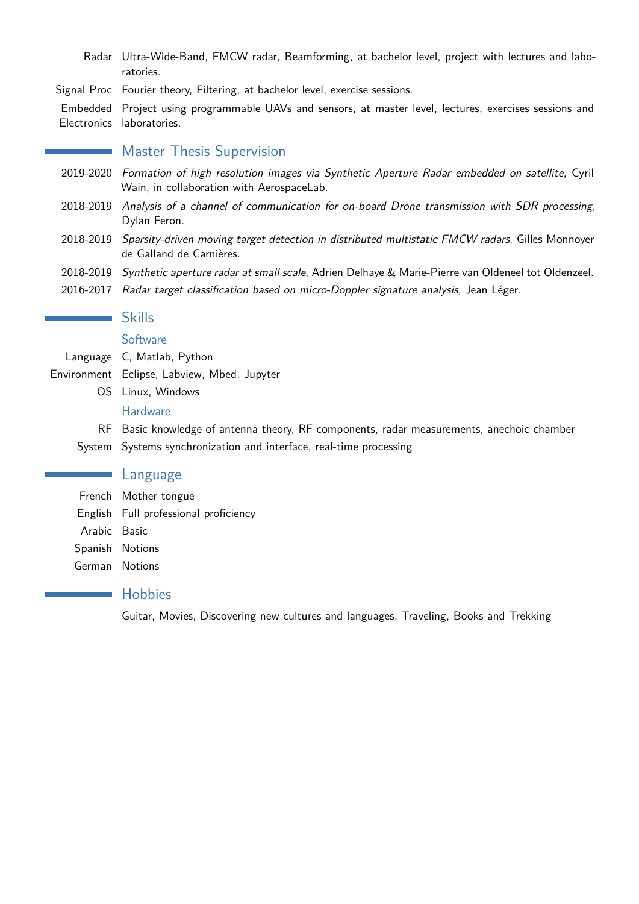Radar Ultra-Wide-Band, FMCW radar, Beamforming, at bachelor level, project with lectures and laboratories.

Signal Proc Fourier theory, Filtering, at bachelor level, exercise sessions.

Embedded Electronics Project using programmable UAVs and sensors, at master level, lectures, exercises sessions and laboratories.

## Master Thesis Supervision

2019-2020 *Formation of high resolution images via Synthetic Aperture Radar embedded on satellite*, Cyril Wain, in collaboration with AerospaceLab.

2018-2019 *Analysis of a channel of communication for on-board Drone transmission with SDR processing*, Dylan Feron.

2018-2019 *Sparsity-driven moving target detection in distributed multistatic FMCW radars*, Gilles Monnoyer de Galland de Carnières.

2018-2019 *Synthetic aperture radar at small scale*, Adrien Delhaye & Marie-Pierre van Oldeneel tot Oldenzeel.

2016-2017 *Radar target classification based on micro-Doppler signature analysis*, Jean Léger.

## Skills

### Software

Language C, Matlab, Python

Environment Eclipse, Labview, Mbed, Jupyter

OS Linux, Windows

### Hardware

RF Basic knowledge of antenna theory, RF components, radar measurements, anechoic chamber

System Systems synchronization and interface, real-time processing

## Language

French Mother tongue

English Full professional proficiency

Arabic Basic

Spanish Notions

German Notions

## Hobbies

Guitar, Movies, Discovering new cultures and languages, Traveling, Books and Trekking